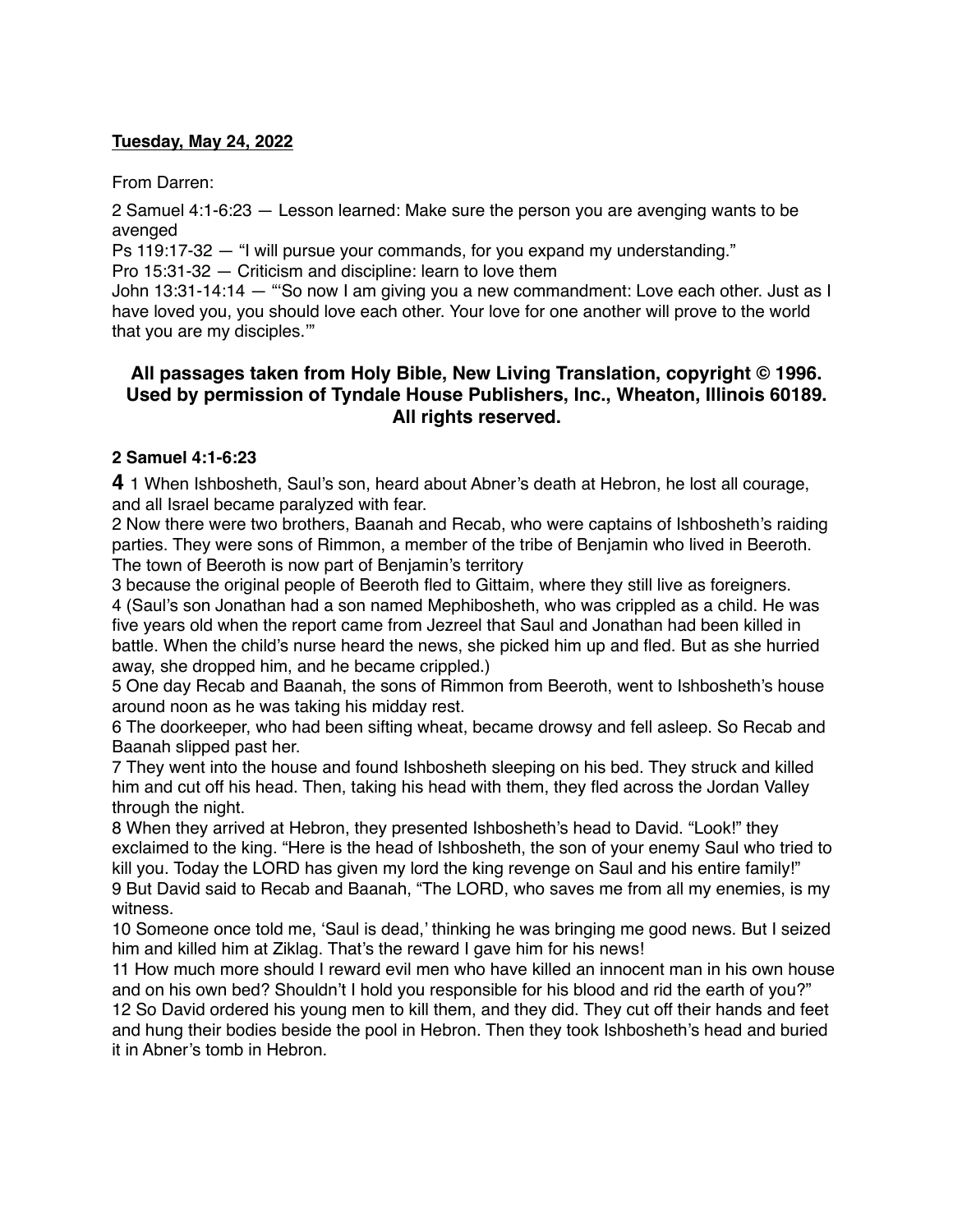**Tuesday, May 24, 2022**

From Darren:

2 Samuel 4:1-6:23 — Lesson learned: Make sure the person you are avenging wants to be avenged
Ps 119:17-32 — "I will pursue your commands, for you expand my understanding."
Pro 15:31-32 — Criticism and discipline: learn to love them
John 13:31-14:14 — "'So now I am giving you a new commandment: Love each other. Just as I have loved you, you should love each other. Your love for one another will prove to the world that you are my disciples.'"

**All passages taken from Holy Bible, New Living Translation, copyright © 1996. Used by permission of Tyndale House Publishers, Inc., Wheaton, Illinois 60189. All rights reserved.**

**2 Samuel 4:1-6:23**

**4** 1 When Ishbosheth, Saul's son, heard about Abner's death at Hebron, he lost all courage, and all Israel became paralyzed with fear.
2 Now there were two brothers, Baanah and Recab, who were captains of Ishbosheth's raiding parties. They were sons of Rimmon, a member of the tribe of Benjamin who lived in Beeroth. The town of Beeroth is now part of Benjamin's territory
3 because the original people of Beeroth fled to Gittaim, where they still live as foreigners.
4 (Saul's son Jonathan had a son named Mephibosheth, who was crippled as a child. He was five years old when the report came from Jezreel that Saul and Jonathan had been killed in battle. When the child's nurse heard the news, she picked him up and fled. But as she hurried away, she dropped him, and he became crippled.)
5 One day Recab and Baanah, the sons of Rimmon from Beeroth, went to Ishbosheth's house around noon as he was taking his midday rest.
6 The doorkeeper, who had been sifting wheat, became drowsy and fell asleep. So Recab and Baanah slipped past her.
7 They went into the house and found Ishbosheth sleeping on his bed. They struck and killed him and cut off his head. Then, taking his head with them, they fled across the Jordan Valley through the night.
8 When they arrived at Hebron, they presented Ishbosheth's head to David. "Look!" they exclaimed to the king. "Here is the head of Ishbosheth, the son of your enemy Saul who tried to kill you. Today the LORD has given my lord the king revenge on Saul and his entire family!"
9 But David said to Recab and Baanah, "The LORD, who saves me from all my enemies, is my witness.
10 Someone once told me, 'Saul is dead,' thinking he was bringing me good news. But I seized him and killed him at Ziklag. That's the reward I gave him for his news!
11 How much more should I reward evil men who have killed an innocent man in his own house and on his own bed? Shouldn't I hold you responsible for his blood and rid the earth of you?"
12 So David ordered his young men to kill them, and they did. They cut off their hands and feet and hung their bodies beside the pool in Hebron. Then they took Ishbosheth's head and buried it in Abner's tomb in Hebron.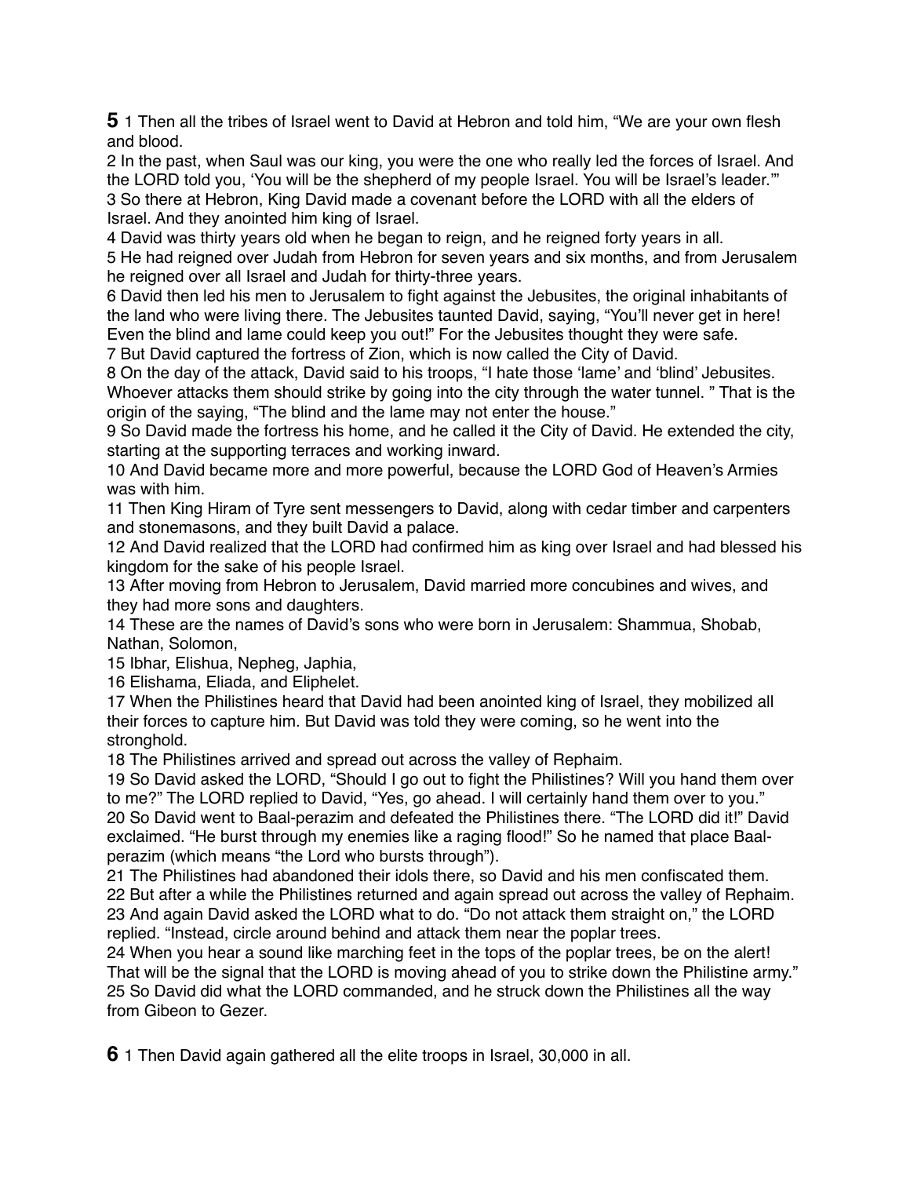**5** 1 Then all the tribes of Israel went to David at Hebron and told him, "We are your own flesh and blood.
2 In the past, when Saul was our king, you were the one who really led the forces of Israel. And the LORD told you, 'You will be the shepherd of my people Israel. You will be Israel's leader.'"
3 So there at Hebron, King David made a covenant before the LORD with all the elders of Israel. And they anointed him king of Israel.
4 David was thirty years old when he began to reign, and he reigned forty years in all.
5 He had reigned over Judah from Hebron for seven years and six months, and from Jerusalem he reigned over all Israel and Judah for thirty-three years.
6 David then led his men to Jerusalem to fight against the Jebusites, the original inhabitants of the land who were living there. The Jebusites taunted David, saying, "You'll never get in here! Even the blind and lame could keep you out!" For the Jebusites thought they were safe.
7 But David captured the fortress of Zion, which is now called the City of David.
8 On the day of the attack, David said to his troops, "I hate those 'lame' and 'blind' Jebusites. Whoever attacks them should strike by going into the city through the water tunnel. " That is the origin of the saying, "The blind and the lame may not enter the house."
9 So David made the fortress his home, and he called it the City of David. He extended the city, starting at the supporting terraces and working inward.
10 And David became more and more powerful, because the LORD God of Heaven's Armies was with him.
11 Then King Hiram of Tyre sent messengers to David, along with cedar timber and carpenters and stonemasons, and they built David a palace.
12 And David realized that the LORD had confirmed him as king over Israel and had blessed his kingdom for the sake of his people Israel.
13 After moving from Hebron to Jerusalem, David married more concubines and wives, and they had more sons and daughters.
14 These are the names of David's sons who were born in Jerusalem: Shammua, Shobab, Nathan, Solomon,
15 Ibhar, Elishua, Nepheg, Japhia,
16 Elishama, Eliada, and Eliphelet.
17 When the Philistines heard that David had been anointed king of Israel, they mobilized all their forces to capture him. But David was told they were coming, so he went into the stronghold.
18 The Philistines arrived and spread out across the valley of Rephaim.
19 So David asked the LORD, "Should I go out to fight the Philistines? Will you hand them over to me?" The LORD replied to David, "Yes, go ahead. I will certainly hand them over to you."
20 So David went to Baal-perazim and defeated the Philistines there. "The LORD did it!" David exclaimed. "He burst through my enemies like a raging flood!" So he named that place Baal-perazim (which means "the Lord who bursts through").
21 The Philistines had abandoned their idols there, so David and his men confiscated them.
22 But after a while the Philistines returned and again spread out across the valley of Rephaim.
23 And again David asked the LORD what to do. "Do not attack them straight on," the LORD replied. "Instead, circle around behind and attack them near the poplar trees.
24 When you hear a sound like marching feet in the tops of the poplar trees, be on the alert! That will be the signal that the LORD is moving ahead of you to strike down the Philistine army."
25 So David did what the LORD commanded, and he struck down the Philistines all the way from Gibeon to Gezer.

**6** 1 Then David again gathered all the elite troops in Israel, 30,000 in all.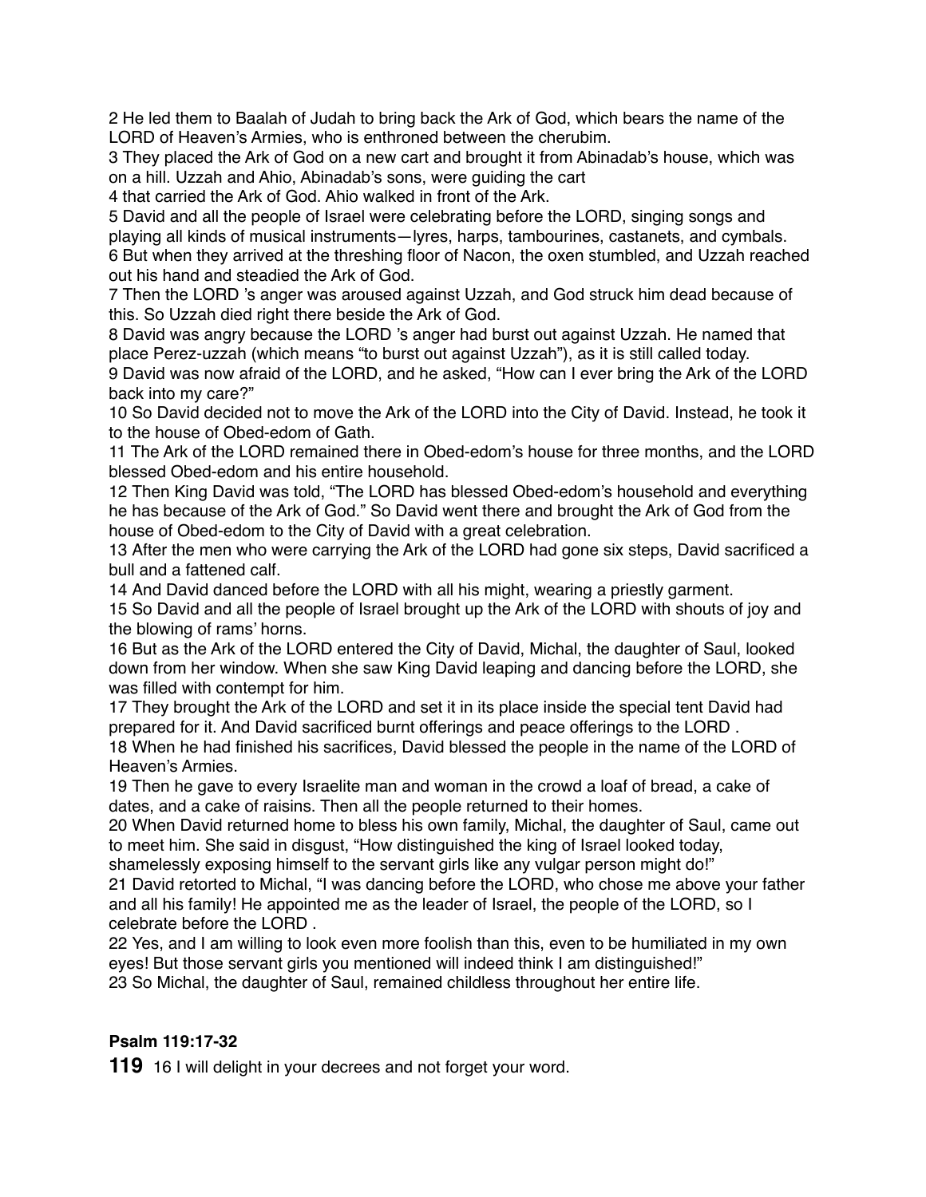2 He led them to Baalah of Judah to bring back the Ark of God, which bears the name of the LORD of Heaven's Armies, who is enthroned between the cherubim.

3 They placed the Ark of God on a new cart and brought it from Abinadab's house, which was on a hill. Uzzah and Ahio, Abinadab's sons, were guiding the cart

4 that carried the Ark of God. Ahio walked in front of the Ark.

5 David and all the people of Israel were celebrating before the LORD, singing songs and playing all kinds of musical instruments—lyres, harps, tambourines, castanets, and cymbals.

6 But when they arrived at the threshing floor of Nacon, the oxen stumbled, and Uzzah reached out his hand and steadied the Ark of God.

7 Then the LORD 's anger was aroused against Uzzah, and God struck him dead because of this. So Uzzah died right there beside the Ark of God.

8 David was angry because the LORD 's anger had burst out against Uzzah. He named that place Perez-uzzah (which means "to burst out against Uzzah"), as it is still called today.

9 David was now afraid of the LORD, and he asked, "How can I ever bring the Ark of the LORD back into my care?"

10 So David decided not to move the Ark of the LORD into the City of David. Instead, he took it to the house of Obed-edom of Gath.

11 The Ark of the LORD remained there in Obed-edom's house for three months, and the LORD blessed Obed-edom and his entire household.

12 Then King David was told, "The LORD has blessed Obed-edom's household and everything he has because of the Ark of God." So David went there and brought the Ark of God from the house of Obed-edom to the City of David with a great celebration.

13 After the men who were carrying the Ark of the LORD had gone six steps, David sacrificed a bull and a fattened calf.

14 And David danced before the LORD with all his might, wearing a priestly garment.

15 So David and all the people of Israel brought up the Ark of the LORD with shouts of joy and the blowing of rams' horns.

16 But as the Ark of the LORD entered the City of David, Michal, the daughter of Saul, looked down from her window. When she saw King David leaping and dancing before the LORD, she was filled with contempt for him.

17 They brought the Ark of the LORD and set it in its place inside the special tent David had prepared for it. And David sacrificed burnt offerings and peace offerings to the LORD .

18 When he had finished his sacrifices, David blessed the people in the name of the LORD of Heaven's Armies.

19 Then he gave to every Israelite man and woman in the crowd a loaf of bread, a cake of dates, and a cake of raisins. Then all the people returned to their homes.

20 When David returned home to bless his own family, Michal, the daughter of Saul, came out to meet him. She said in disgust, "How distinguished the king of Israel looked today, shamelessly exposing himself to the servant girls like any vulgar person might do!"

21 David retorted to Michal, "I was dancing before the LORD, who chose me above your father and all his family! He appointed me as the leader of Israel, the people of the LORD, so I celebrate before the LORD .

22 Yes, and I am willing to look even more foolish than this, even to be humiliated in my own eyes! But those servant girls you mentioned will indeed think I am distinguished!"

23 So Michal, the daughter of Saul, remained childless throughout her entire life.

**Psalm 119:17-32**

**119** 16 I will delight in your decrees and not forget your word.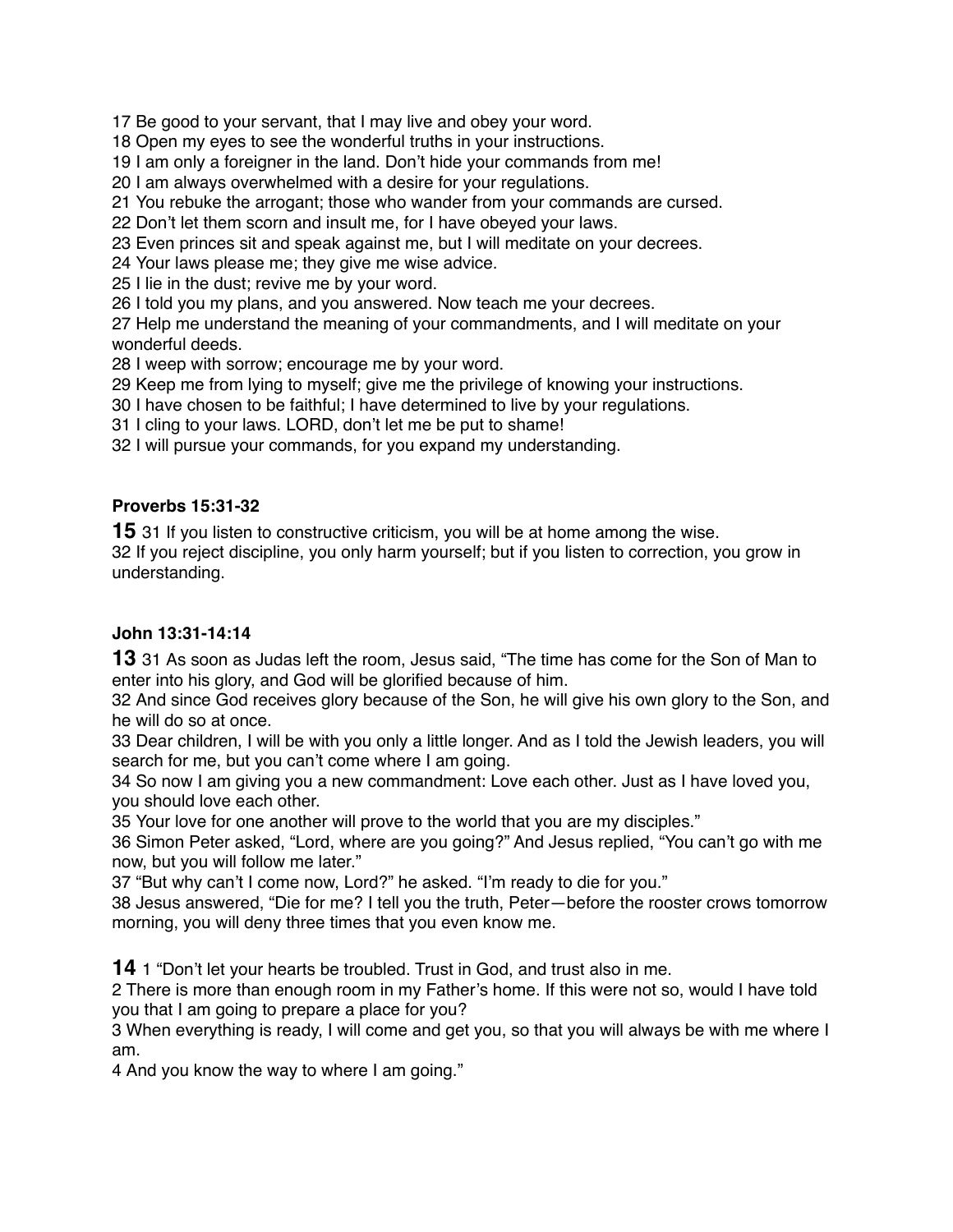17 Be good to your servant, that I may live and obey your word.
18 Open my eyes to see the wonderful truths in your instructions.
19 I am only a foreigner in the land. Don't hide your commands from me!
20 I am always overwhelmed with a desire for your regulations.
21 You rebuke the arrogant; those who wander from your commands are cursed.
22 Don't let them scorn and insult me, for I have obeyed your laws.
23 Even princes sit and speak against me, but I will meditate on your decrees.
24 Your laws please me; they give me wise advice.
25 I lie in the dust; revive me by your word.
26 I told you my plans, and you answered. Now teach me your decrees.
27 Help me understand the meaning of your commandments, and I will meditate on your wonderful deeds.
28 I weep with sorrow; encourage me by your word.
29 Keep me from lying to myself; give me the privilege of knowing your instructions.
30 I have chosen to be faithful; I have determined to live by your regulations.
31 I cling to your laws. LORD, don't let me be put to shame!
32 I will pursue your commands, for you expand my understanding.

**Proverbs 15:31-32**

**15** 31 If you listen to constructive criticism, you will be at home among the wise.
32 If you reject discipline, you only harm yourself; but if you listen to correction, you grow in understanding.

**John 13:31-14:14**

**13** 31 As soon as Judas left the room, Jesus said, "The time has come for the Son of Man to enter into his glory, and God will be glorified because of him.
32 And since God receives glory because of the Son, he will give his own glory to the Son, and he will do so at once.
33 Dear children, I will be with you only a little longer. And as I told the Jewish leaders, you will search for me, but you can't come where I am going.
34 So now I am giving you a new commandment: Love each other. Just as I have loved you, you should love each other.
35 Your love for one another will prove to the world that you are my disciples."
36 Simon Peter asked, "Lord, where are you going?" And Jesus replied, "You can't go with me now, but you will follow me later."
37 "But why can't I come now, Lord?" he asked. "I'm ready to die for you."
38 Jesus answered, "Die for me? I tell you the truth, Peter—before the rooster crows tomorrow morning, you will deny three times that you even know me.

**14** 1 "Don't let your hearts be troubled. Trust in God, and trust also in me.
2 There is more than enough room in my Father's home. If this were not so, would I have told you that I am going to prepare a place for you?
3 When everything is ready, I will come and get you, so that you will always be with me where I am.
4 And you know the way to where I am going."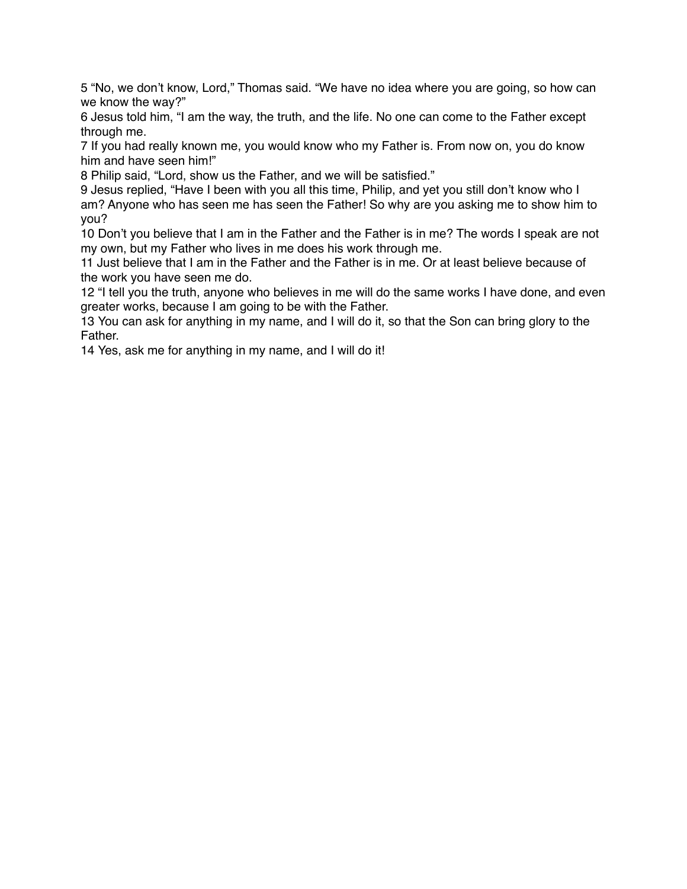5 “No, we don’t know, Lord,” Thomas said. “We have no idea where you are going, so how can we know the way?”

6 Jesus told him, “I am the way, the truth, and the life. No one can come to the Father except through me.

7 If you had really known me, you would know who my Father is. From now on, you do know him and have seen him!”

8 Philip said, “Lord, show us the Father, and we will be satisfied.”

9 Jesus replied, “Have I been with you all this time, Philip, and yet you still don’t know who I am? Anyone who has seen me has seen the Father! So why are you asking me to show him to you?

10 Don’t you believe that I am in the Father and the Father is in me? The words I speak are not my own, but my Father who lives in me does his work through me.

11 Just believe that I am in the Father and the Father is in me. Or at least believe because of the work you have seen me do.

12 “I tell you the truth, anyone who believes in me will do the same works I have done, and even greater works, because I am going to be with the Father.

13 You can ask for anything in my name, and I will do it, so that the Son can bring glory to the Father.

14 Yes, ask me for anything in my name, and I will do it!